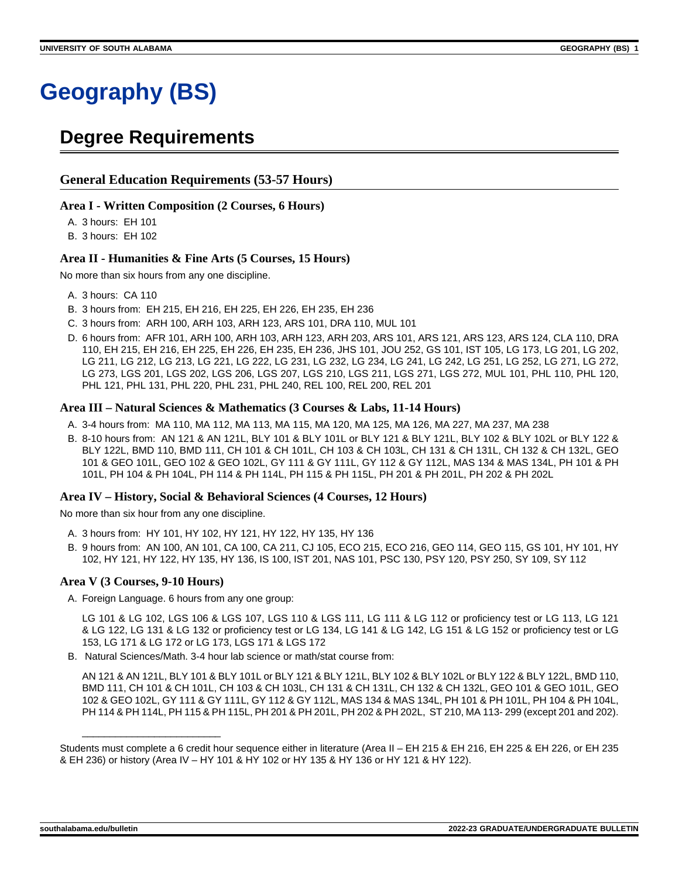# Geography (BS)

## Degree Requirements

### General Education Requirements (53-57 Hours)

#### Area I - Written Composition (2 Courses, 6 Hours)

A. 3 hours: EH 101
B. 3 hours: EH 102

#### Area II - Humanities & Fine Arts (5 Courses, 15 Hours)

No more than six hours from any one discipline.

A. 3 hours: CA 110
B. 3 hours from: EH 215, EH 216, EH 225, EH 226, EH 235, EH 236
C. 3 hours from: ARH 100, ARH 103, ARH 123, ARS 101, DRA 110, MUL 101
D. 6 hours from: AFR 101, ARH 100, ARH 103, ARH 123, ARH 203, ARS 101, ARS 121, ARS 123, ARS 124, CLA 110, DRA 110, EH 215, EH 216, EH 225, EH 226, EH 235, EH 236, JHS 101, JOU 252, GS 101, IST 105, LG 173, LG 201, LG 202, LG 211, LG 212, LG 213, LG 221, LG 222, LG 231, LG 232, LG 234, LG 241, LG 242, LG 251, LG 252, LG 271, LG 272, LG 273, LGS 201, LGS 202, LGS 206, LGS 207, LGS 210, LGS 211, LGS 271, LGS 272, MUL 101, PHL 110, PHL 120, PHL 121, PHL 131, PHL 220, PHL 231, PHL 240, REL 100, REL 200, REL 201

#### Area III – Natural Sciences & Mathematics (3 Courses & Labs, 11-14 Hours)

A. 3-4 hours from: MA 110, MA 112, MA 113, MA 115, MA 120, MA 125, MA 126, MA 227, MA 237, MA 238
B. 8-10 hours from: AN 121 & AN 121L, BLY 101 & BLY 101L or BLY 121 & BLY 121L, BLY 102 & BLY 102L or BLY 122 & BLY 122L, BMD 110, BMD 111, CH 101 & CH 101L, CH 103 & CH 103L, CH 131 & CH 131L, CH 132 & CH 132L, GEO 101 & GEO 101L, GEO 102 & GEO 102L, GY 111 & GY 111L, GY 112 & GY 112L, MAS 134 & MAS 134L, PH 101 & PH 101L, PH 104 & PH 104L, PH 114 & PH 114L, PH 115 & PH 115L, PH 201 & PH 201L, PH 202 & PH 202L

#### Area IV – History, Social & Behavioral Sciences (4 Courses, 12 Hours)

No more than six hour from any one discipline.

A. 3 hours from: HY 101, HY 102, HY 121, HY 122, HY 135, HY 136
B. 9 hours from: AN 100, AN 101, CA 100, CA 211, CJ 105, ECO 215, ECO 216, GEO 114, GEO 115, GS 101, HY 101, HY 102, HY 121, HY 122, HY 135, HY 136, IS 100, IST 201, NAS 101, PSC 130, PSY 120, PSY 250, SY 109, SY 112

#### Area V (3 Courses, 9-10 Hours)

A. Foreign Language. 6 hours from any one group:

   LG 101 & LG 102, LGS 106 & LGS 107, LGS 110 & LGS 111, LG 111 & LG 112 or proficiency test or LG 113, LG 121 & LG 122, LG 131 & LG 132 or proficiency test or LG 134, LG 141 & LG 142, LG 151 & LG 152 or proficiency test or LG 153, LG 171 & LG 172 or LG 173, LGS 171 & LGS 172

B. Natural Sciences/Math. 3-4 hour lab science or math/stat course from:

   AN 121 & AN 121L, BLY 101 & BLY 101L or BLY 121 & BLY 121L, BLY 102 & BLY 102L or BLY 122 & BLY 122L, BMD 110, BMD 111, CH 101 & CH 101L, CH 103 & CH 103L, CH 131 & CH 131L, CH 132 & CH 132L, GEO 101 & GEO 101L, GEO 102 & GEO 102L, GY 111 & GY 111L, GY 112 & GY 112L, MAS 134 & MAS 134L, PH 101 & PH 101L, PH 104 & PH 104L, PH 114 & PH 114L, PH 115 & PH 115L, PH 201 & PH 201L, PH 202 & PH 202L, ST 210, MA 113- 299 (except 201 and 202).

---

Students must complete a 6 credit hour sequence either in literature (Area II – EH 215 & EH 216, EH 225 & EH 226, or EH 235 & EH 236) or history (Area IV – HY 101 & HY 102 or HY 135 & HY 136 or HY 121 & HY 122).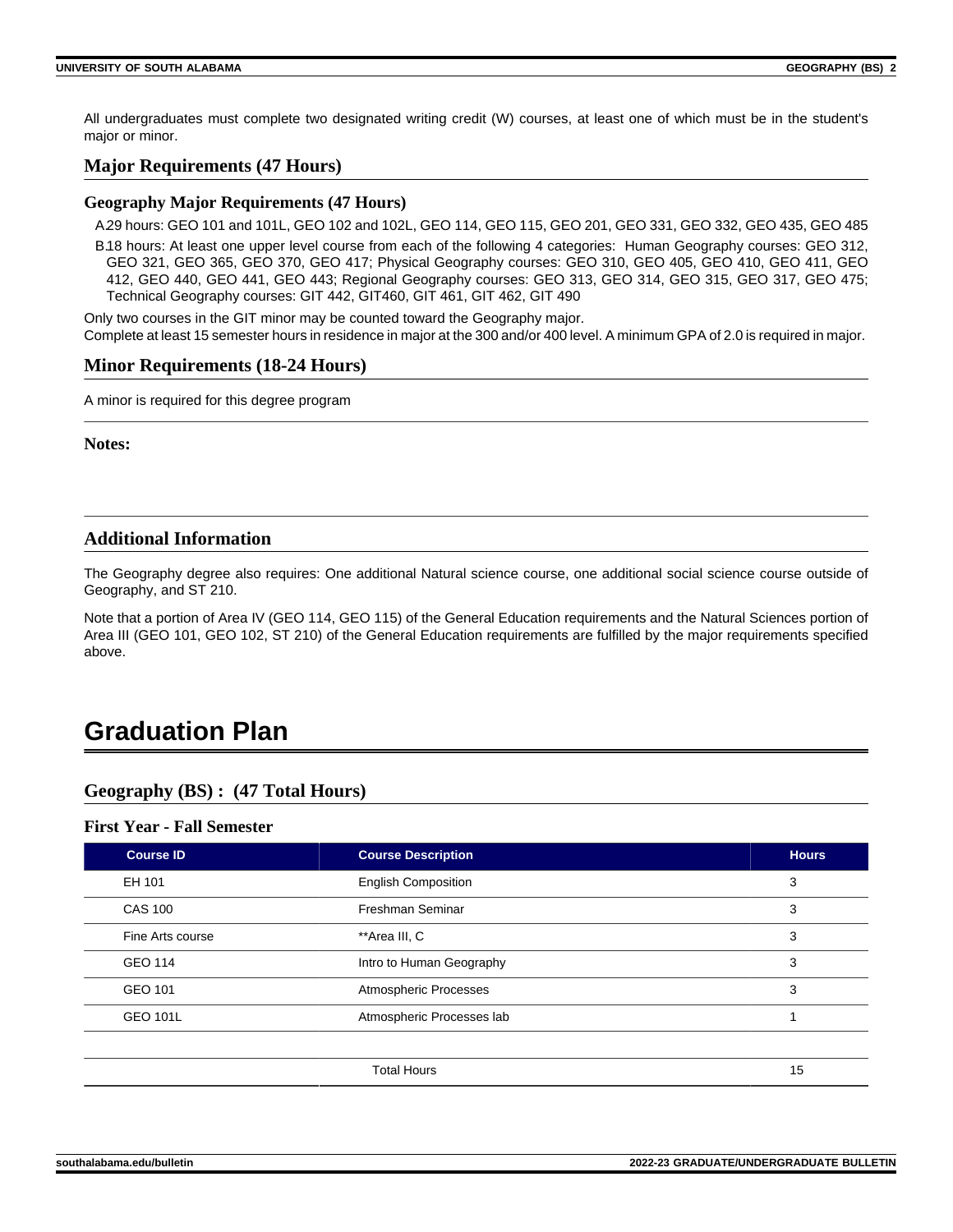All undergraduates must complete two designated writing credit (W) courses, at least one of which must be in the student's major or minor.

## Major Requirements (47 Hours)

### Geography Major Requirements (47 Hours)

A. 29 hours: GEO 101 and 101L, GEO 102 and 102L, GEO 114, GEO 115, GEO 201, GEO 331, GEO 332, GEO 435, GEO 485

B. 18 hours: At least one upper level course from each of the following 4 categories: Human Geography courses: GEO 312, GEO 321, GEO 365, GEO 370, GEO 417; Physical Geography courses: GEO 310, GEO 405, GEO 410, GEO 411, GEO 412, GEO 440, GEO 441, GEO 443; Regional Geography courses: GEO 313, GEO 314, GEO 315, GEO 317, GEO 475; Technical Geography courses: GIT 442, GIT460, GIT 461, GIT 462, GIT 490

Only two courses in the GIT minor may be counted toward the Geography major.
Complete at least 15 semester hours in residence in major at the 300 and/or 400 level. A minimum GPA of 2.0 is required in major.

## Minor Requirements (18-24 Hours)

A minor is required for this degree program

**Notes:**

## Additional Information

The Geography degree also requires: One additional Natural science course, one additional social science course outside of Geography, and ST 210.

Note that a portion of Area IV (GEO 114, GEO 115) of the General Education requirements and the Natural Sciences portion of Area III (GEO 101, GEO 102, ST 210) of the General Education requirements are fulfilled by the major requirements specified above.

# Graduation Plan

## Geography (BS) : (47 Total Hours)

### First Year - Fall Semester

| Course ID | Course Description | Hours |
|---|---|---|
| EH 101 | English Composition | 3 |
| CAS 100 | Freshman Seminar | 3 |
| Fine Arts course | **Area III, C | 3 |
| GEO 114 | Intro to Human Geography | 3 |
| GEO 101 | Atmospheric Processes | 3 |
| GEO 101L | Atmospheric Processes lab | 1 |
| | | |
| | Total Hours | 15 |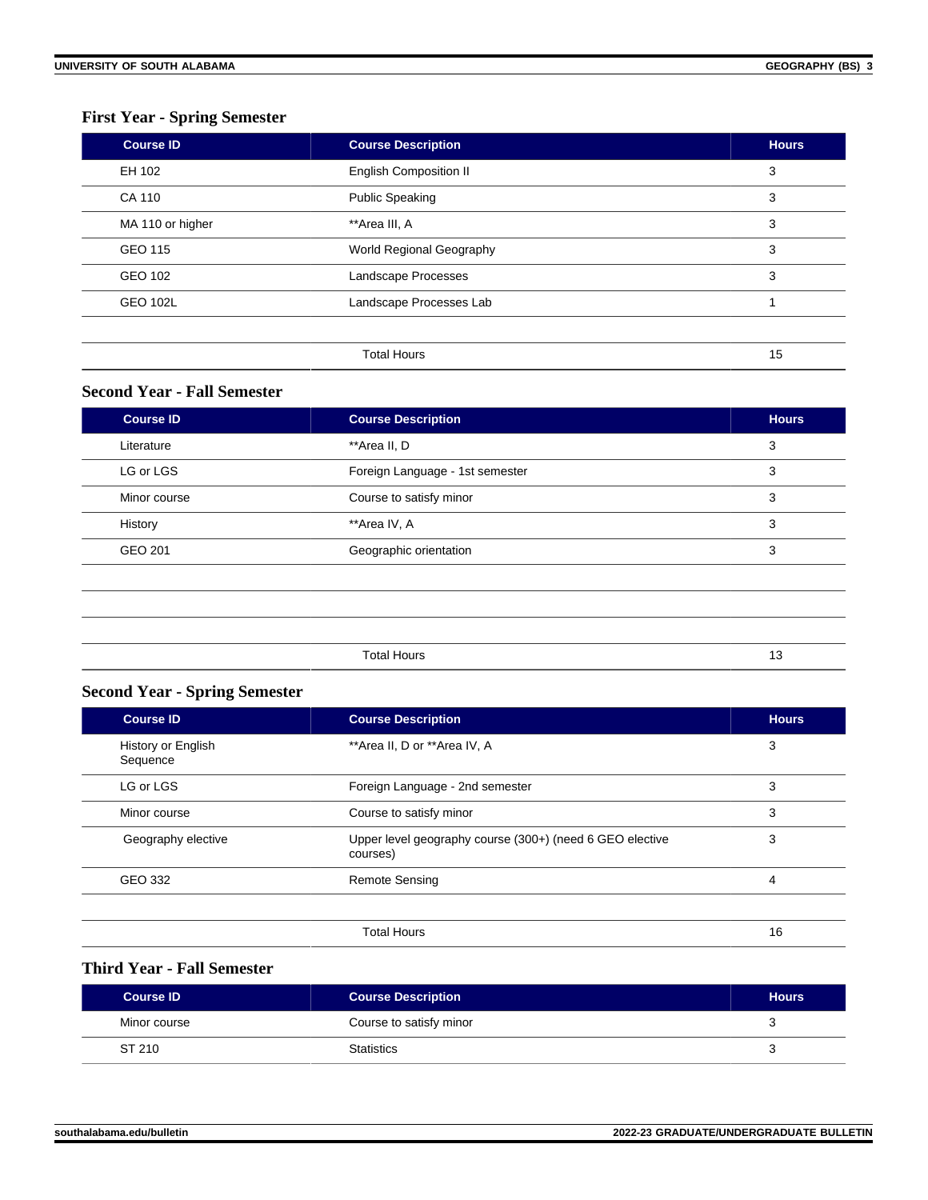### First Year - Spring Semester

| Course ID | Course Description | Hours |
|---|---|---|
| EH 102 | English Composition II | 3 |
| CA 110 | Public Speaking | 3 |
| MA 110 or higher | **Area III, A | 3 |
| GEO 115 | World Regional Geography | 3 |
| GEO 102 | Landscape Processes | 3 |
| GEO 102L | Landscape Processes Lab | 1 |
| | | |
| | Total Hours | 15 |

### Second Year - Fall Semester

| Course ID | Course Description | Hours |
|---|---|---|
| Literature | **Area II, D | 3 |
| LG or LGS | Foreign Language - 1st semester | 3 |
| Minor course | Course to satisfy minor | 3 |
| History | **Area IV, A | 3 |
| GEO 201 | Geographic orientation | 3 |
| | | |
| | | |
| | | |
| | Total Hours | 13 |

### Second Year - Spring Semester

| Course ID | Course Description | Hours |
|---|---|---|
| History or English Sequence | **Area II, D or **Area IV, A | 3 |
| LG or LGS | Foreign Language - 2nd semester | 3 |
| Minor course | Course to satisfy minor | 3 |
| Geography elective | Upper level geography course (300+) (need 6 GEO elective courses) | 3 |
| GEO 332 | Remote Sensing | 4 |
| | | |
| | Total Hours | 16 |

### Third Year - Fall Semester

| Course ID | Course Description | Hours |
|---|---|---|
| Minor course | Course to satisfy minor | 3 |
| ST 210 | Statistics | 3 |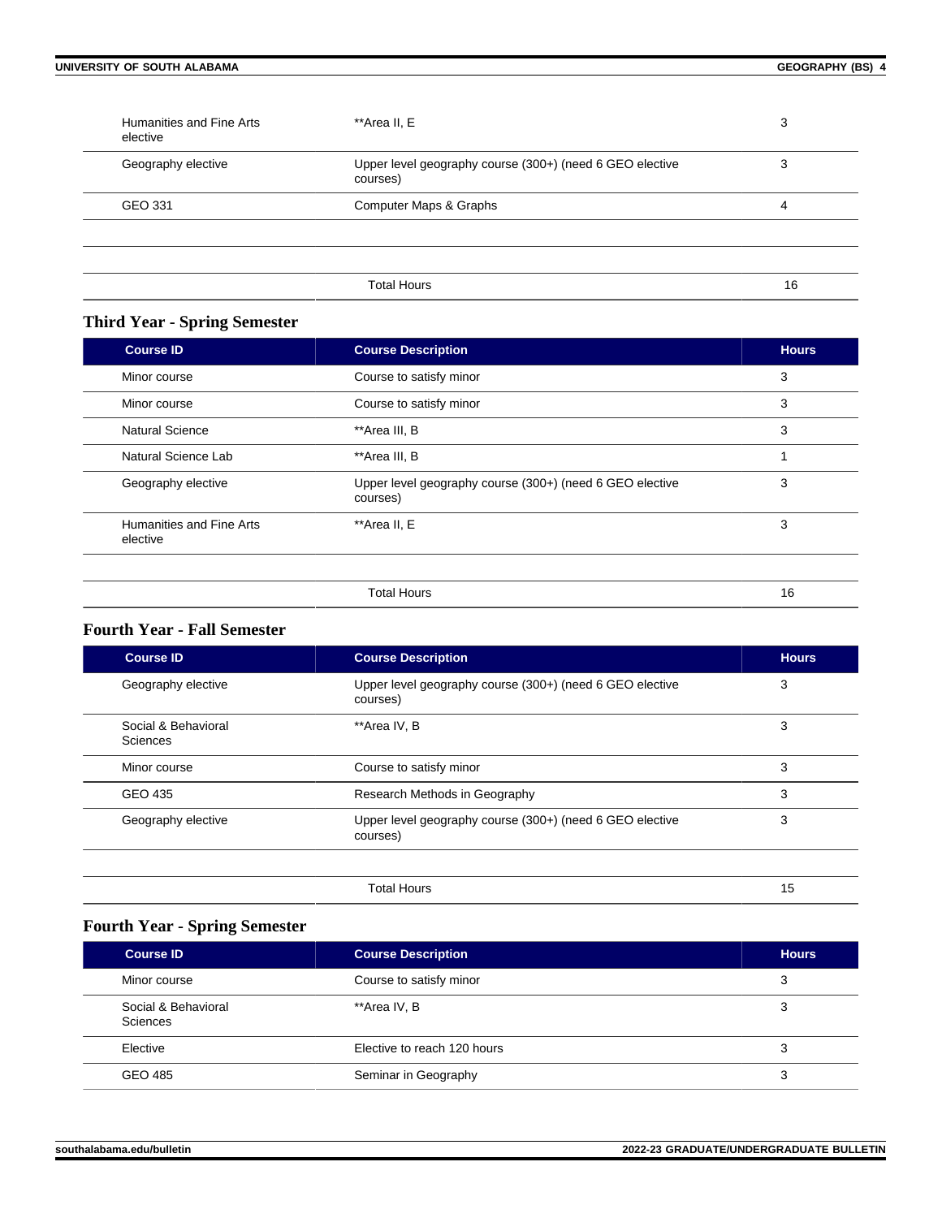| | | |
|---|---|---|
| Humanities and Fine Arts elective | **Area II, E | 3 |
| Geography elective | Upper level geography course (300+) (need 6 GEO elective courses) | 3 |
| GEO 331 | Computer Maps & Graphs | 4 |
| | | |
| | | |
| | Total Hours | 16 |

### Third Year - Spring Semester

| Course ID | Course Description | Hours |
|---|---|---|
| Minor course | Course to satisfy minor | 3 |
| Minor course | Course to satisfy minor | 3 |
| Natural Science | **Area III, B | 3 |
| Natural Science Lab | **Area III, B | 1 |
| Geography elective | Upper level geography course (300+) (need 6 GEO elective courses) | 3 |
| Humanities and Fine Arts elective | **Area II, E | 3 |
| | | |
| | Total Hours | 16 |

### Fourth Year - Fall Semester

| Course ID | Course Description | Hours |
|---|---|---|
| Geography elective | Upper level geography course (300+) (need 6 GEO elective courses) | 3 |
| Social & Behavioral Sciences | **Area IV, B | 3 |
| Minor course | Course to satisfy minor | 3 |
| GEO 435 | Research Methods in Geography | 3 |
| Geography elective | Upper level geography course (300+) (need 6 GEO elective courses) | 3 |
| | | |
| | Total Hours | 15 |

### Fourth Year - Spring Semester

| Course ID | Course Description | Hours |
|---|---|---|
| Minor course | Course to satisfy minor | 3 |
| Social & Behavioral Sciences | **Area IV, B | 3 |
| Elective | Elective to reach 120 hours | 3 |
| GEO 485 | Seminar in Geography | 3 |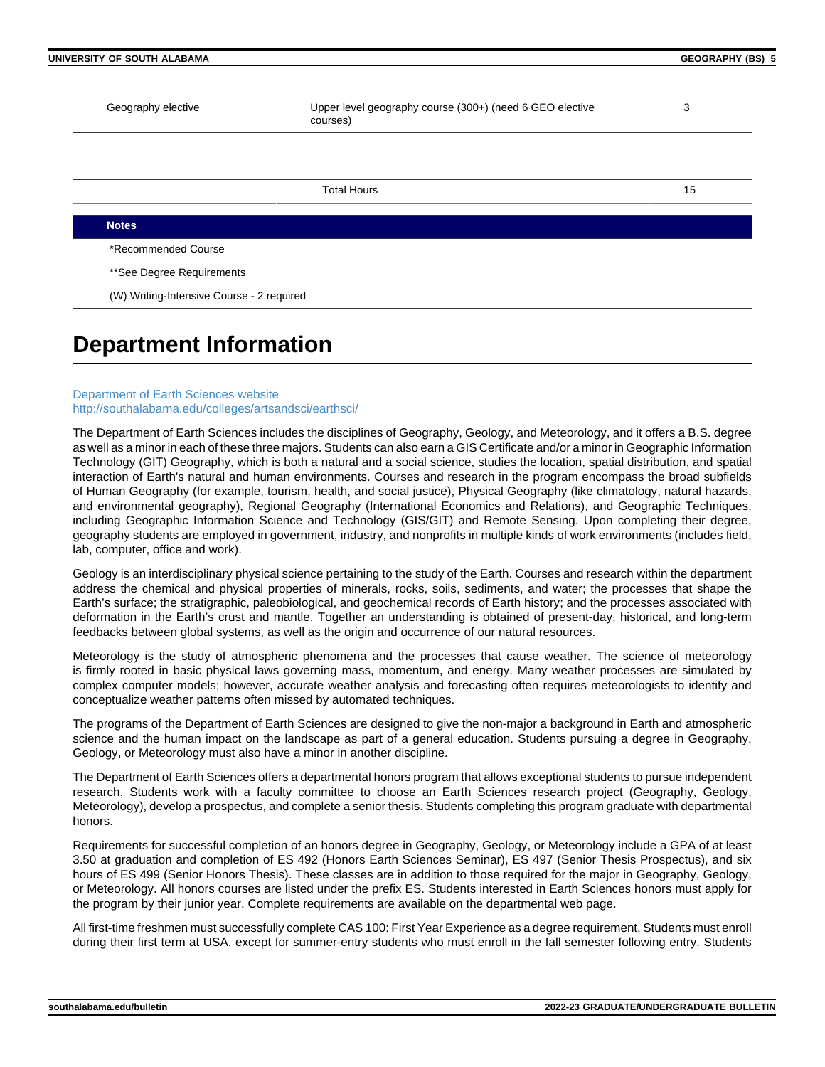| | | |
|---|---|---|
| Geography elective | Upper level geography course (300+) (need 6 GEO elective courses) | 3 |
| | | |
| | | |
| | Total Hours | 15 |

| Notes |
|---|
| *Recommended Course |
| **See Degree Requirements |
| (W) Writing-Intensive Course - 2 required |

# Department Information

Department of Earth Sciences website
http://southalabama.edu/colleges/artsandsci/earthsci/

The Department of Earth Sciences includes the disciplines of Geography, Geology, and Meteorology, and it offers a B.S. degree as well as a minor in each of these three majors. Students can also earn a GIS Certificate and/or a minor in Geographic Information Technology (GIT) Geography, which is both a natural and a social science, studies the location, spatial distribution, and spatial interaction of Earth's natural and human environments. Courses and research in the program encompass the broad subfields of Human Geography (for example, tourism, health, and social justice), Physical Geography (like climatology, natural hazards, and environmental geography), Regional Geography (International Economics and Relations), and Geographic Techniques, including Geographic Information Science and Technology (GIS/GIT) and Remote Sensing. Upon completing their degree, geography students are employed in government, industry, and nonprofits in multiple kinds of work environments (includes field, lab, computer, office and work).

Geology is an interdisciplinary physical science pertaining to the study of the Earth. Courses and research within the department address the chemical and physical properties of minerals, rocks, soils, sediments, and water; the processes that shape the Earth's surface; the stratigraphic, paleobiological, and geochemical records of Earth history; and the processes associated with deformation in the Earth's crust and mantle. Together an understanding is obtained of present-day, historical, and long-term feedbacks between global systems, as well as the origin and occurrence of our natural resources.

Meteorology is the study of atmospheric phenomena and the processes that cause weather. The science of meteorology is firmly rooted in basic physical laws governing mass, momentum, and energy. Many weather processes are simulated by complex computer models; however, accurate weather analysis and forecasting often requires meteorologists to identify and conceptualize weather patterns often missed by automated techniques.

The programs of the Department of Earth Sciences are designed to give the non-major a background in Earth and atmospheric science and the human impact on the landscape as part of a general education. Students pursuing a degree in Geography, Geology, or Meteorology must also have a minor in another discipline.

The Department of Earth Sciences offers a departmental honors program that allows exceptional students to pursue independent research. Students work with a faculty committee to choose an Earth Sciences research project (Geography, Geology, Meteorology), develop a prospectus, and complete a senior thesis. Students completing this program graduate with departmental honors.

Requirements for successful completion of an honors degree in Geography, Geology, or Meteorology include a GPA of at least 3.50 at graduation and completion of ES 492 (Honors Earth Sciences Seminar), ES 497 (Senior Thesis Prospectus), and six hours of ES 499 (Senior Honors Thesis). These classes are in addition to those required for the major in Geography, Geology, or Meteorology. All honors courses are listed under the prefix ES. Students interested in Earth Sciences honors must apply for the program by their junior year. Complete requirements are available on the departmental web page.

All first-time freshmen must successfully complete CAS 100: First Year Experience as a degree requirement. Students must enroll during their first term at USA, except for summer-entry students who must enroll in the fall semester following entry. Students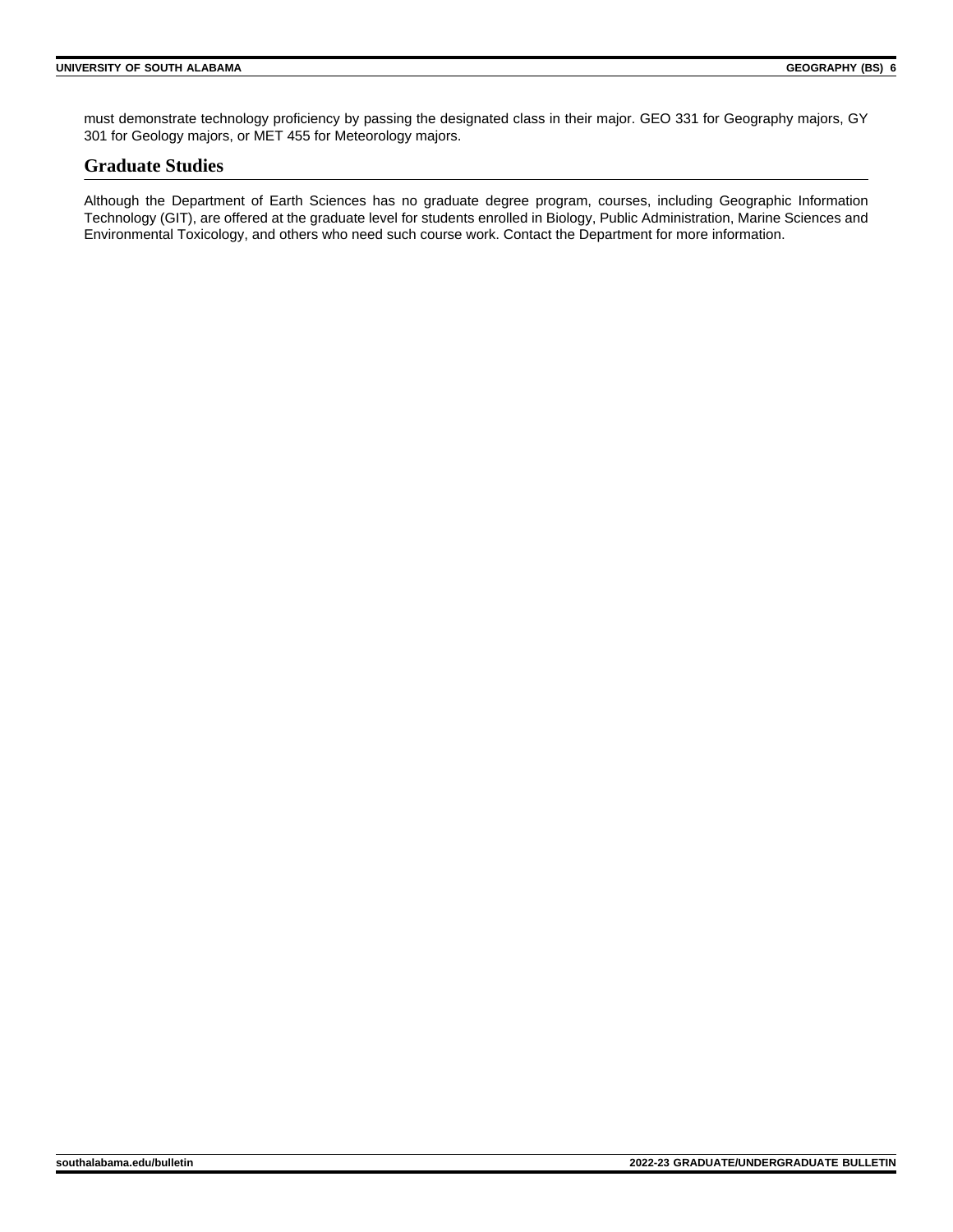must demonstrate technology proficiency by passing the designated class in their major. GEO 331 for Geography majors, GY 301 for Geology majors, or MET 455 for Meteorology majors.

## Graduate Studies

Although the Department of Earth Sciences has no graduate degree program, courses, including Geographic Information Technology (GIT), are offered at the graduate level for students enrolled in Biology, Public Administration, Marine Sciences and Environmental Toxicology, and others who need such course work. Contact the Department for more information.